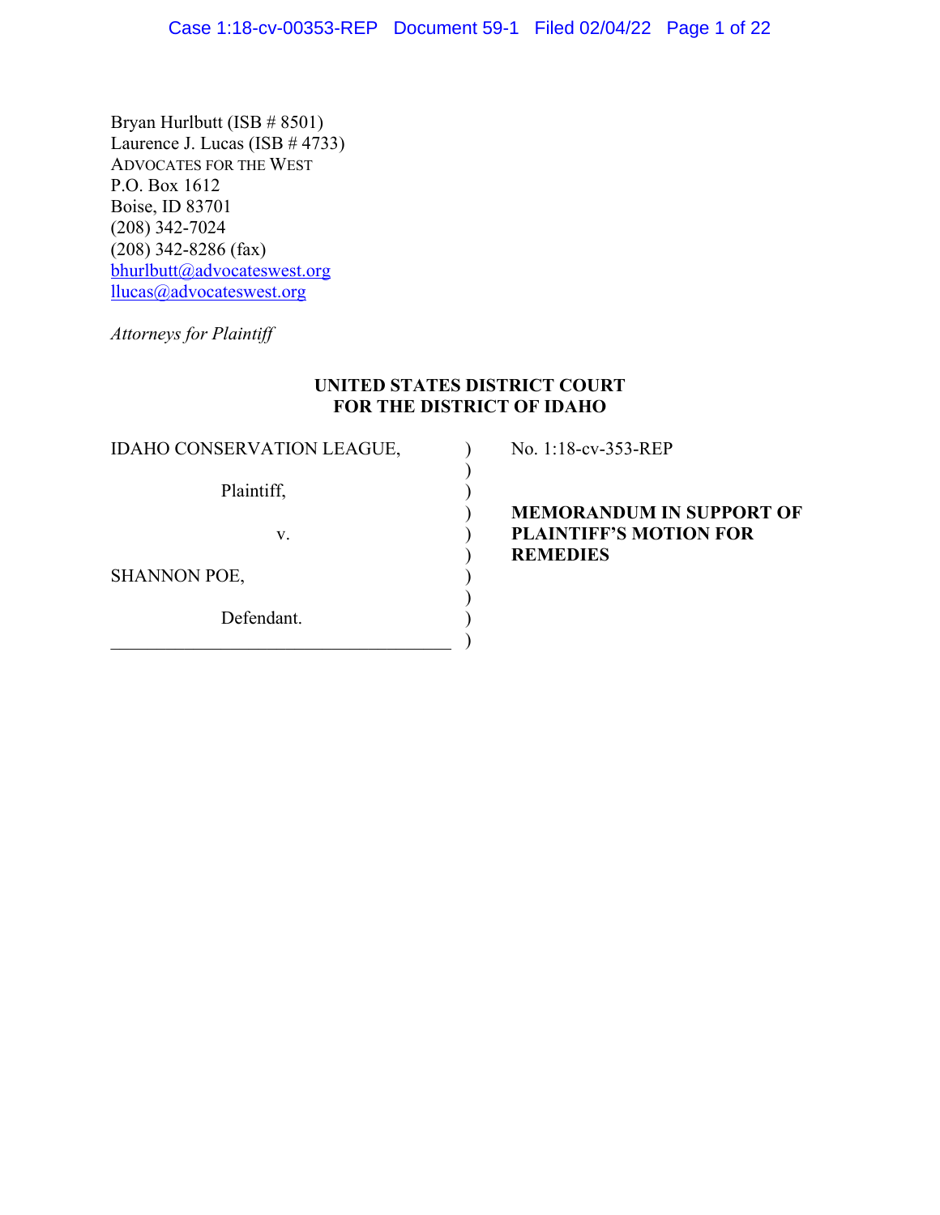Bryan Hurlbutt (ISB # 8501)
Laurence J. Lucas (ISB # 4733)
ADVOCATES FOR THE WEST
P.O. Box 1612
Boise, ID 83701
(208) 342-7024
(208) 342-8286 (fax)
bhurlbutt@advocateswest.org
llucas@advocateswest.org

*Attorneys for Plaintiff*

**UNITED STATES DISTRICT COURT**
**FOR THE DISTRICT OF IDAHO**

| | |
|---|---|
| IDAHO CONSERVATION LEAGUE,<br><br>Plaintiff,<br><br>v.<br><br>SHANNON POE,<br><br>Defendant. | No. 1:18-cv-353-REP<br><br>**MEMORANDUM IN SUPPORT OF PLAINTIFF'S MOTION FOR REMEDIES** |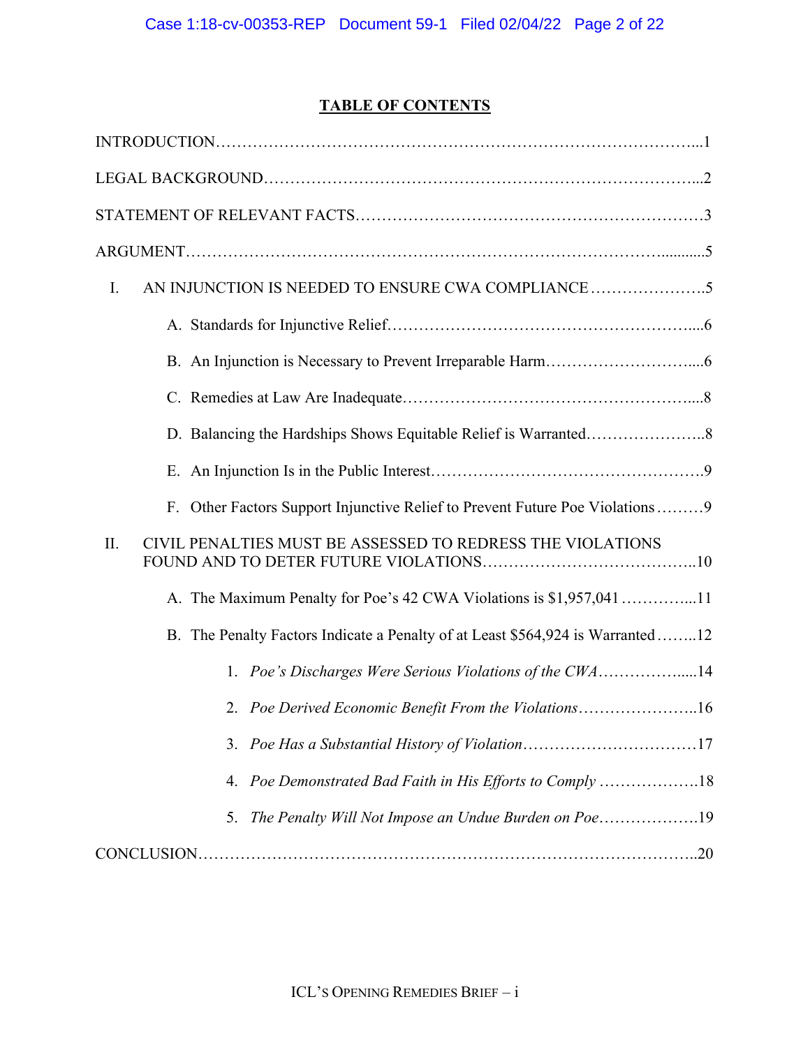## TABLE OF CONTENTS

INTRODUCTION……………………………………………………………………………...1

LEGAL BACKGROUND………………………………………………………………………...2

STATEMENT OF RELEVANT FACTS…………………………………………………………3

ARGUMENT……………………………………………………………………………...........5

I. AN INJUNCTION IS NEEDED TO ENSURE CWA COMPLIANCE………………….5

- A. Standards for Injunctive Relief…………………………………………………....6
- B. An Injunction is Necessary to Prevent Irreparable Harm………………………....6
- C. Remedies at Law Are Inadequate……………………………………………….....8
- D. Balancing the Hardships Shows Equitable Relief is Warranted…………………..8
- E. An Injunction Is in the Public Interest…………………………………………….9
- F. Other Factors Support Injunctive Relief to Prevent Future Poe Violations………9

II. CIVIL PENALTIES MUST BE ASSESSED TO REDRESS THE VIOLATIONS FOUND AND TO DETER FUTURE VIOLATIONS…………………………………..10

- A. The Maximum Penalty for Poe's 42 CWA Violations is $1,957,041…………...11
- B. The Penalty Factors Indicate a Penalty of at Least $564,924 is Warranted……..12
  1. *Poe's Discharges Were Serious Violations of the CWA*……………….....14
  2. *Poe Derived Economic Benefit From the Violations*…………………..16
  3. *Poe Has a Substantial History of Violation*……………………………17
  4. *Poe Demonstrated Bad Faith in His Efforts to Comply*……………….18
  5. *The Penalty Will Not Impose an Undue Burden on Poe*……………….19

CONCLUSION……………………………………………………………………………..20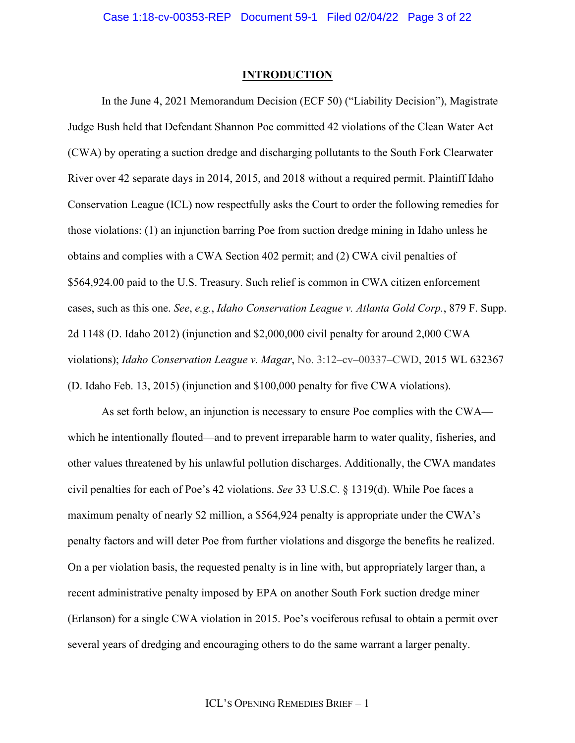## INTRODUCTION

In the June 4, 2021 Memorandum Decision (ECF 50) ("Liability Decision"), Magistrate Judge Bush held that Defendant Shannon Poe committed 42 violations of the Clean Water Act (CWA) by operating a suction dredge and discharging pollutants to the South Fork Clearwater River over 42 separate days in 2014, 2015, and 2018 without a required permit. Plaintiff Idaho Conservation League (ICL) now respectfully asks the Court to order the following remedies for those violations: (1) an injunction barring Poe from suction dredge mining in Idaho unless he obtains and complies with a CWA Section 402 permit; and (2) CWA civil penalties of $564,924.00 paid to the U.S. Treasury. Such relief is common in CWA citizen enforcement cases, such as this one. *See*, *e.g.*, *Idaho Conservation League v. Atlanta Gold Corp.*, 879 F. Supp. 2d 1148 (D. Idaho 2012) (injunction and $2,000,000 civil penalty for around 2,000 CWA violations); *Idaho Conservation League v. Magar*, No. 3:12–cv–00337–CWD, 2015 WL 632367 (D. Idaho Feb. 13, 2015) (injunction and $100,000 penalty for five CWA violations).

As set forth below, an injunction is necessary to ensure Poe complies with the CWA—which he intentionally flouted—and to prevent irreparable harm to water quality, fisheries, and other values threatened by his unlawful pollution discharges. Additionally, the CWA mandates civil penalties for each of Poe's 42 violations. *See* 33 U.S.C. § 1319(d). While Poe faces a maximum penalty of nearly $2 million, a $564,924 penalty is appropriate under the CWA's penalty factors and will deter Poe from further violations and disgorge the benefits he realized. On a per violation basis, the requested penalty is in line with, but appropriately larger than, a recent administrative penalty imposed by EPA on another South Fork suction dredge miner (Erlanson) for a single CWA violation in 2015. Poe's vociferous refusal to obtain a permit over several years of dredging and encouraging others to do the same warrant a larger penalty.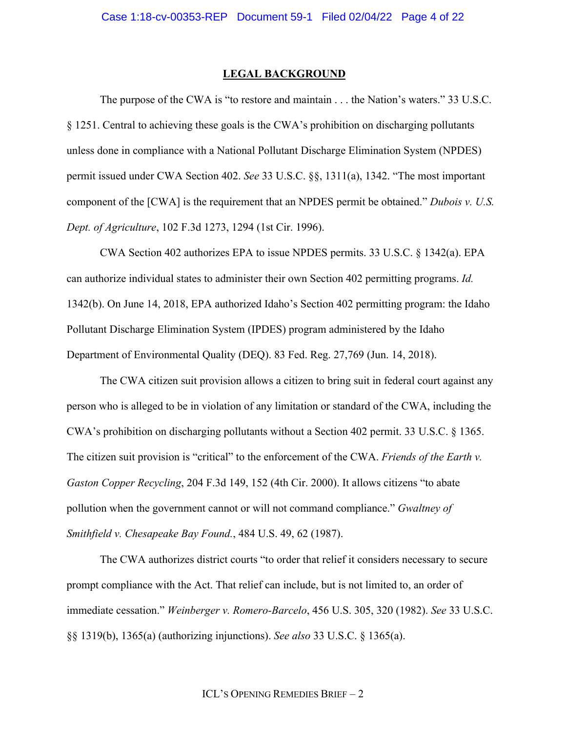## LEGAL BACKGROUND

The purpose of the CWA is "to restore and maintain . . . the Nation's waters." 33 U.S.C. § 1251. Central to achieving these goals is the CWA's prohibition on discharging pollutants unless done in compliance with a National Pollutant Discharge Elimination System (NPDES) permit issued under CWA Section 402. *See* 33 U.S.C. §§, 1311(a), 1342. "The most important component of the [CWA] is the requirement that an NPDES permit be obtained." *Dubois v. U.S. Dept. of Agriculture*, 102 F.3d 1273, 1294 (1st Cir. 1996).

CWA Section 402 authorizes EPA to issue NPDES permits. 33 U.S.C. § 1342(a). EPA can authorize individual states to administer their own Section 402 permitting programs. *Id.* 1342(b). On June 14, 2018, EPA authorized Idaho's Section 402 permitting program: the Idaho Pollutant Discharge Elimination System (IPDES) program administered by the Idaho Department of Environmental Quality (DEQ). 83 Fed. Reg. 27,769 (Jun. 14, 2018).

The CWA citizen suit provision allows a citizen to bring suit in federal court against any person who is alleged to be in violation of any limitation or standard of the CWA, including the CWA's prohibition on discharging pollutants without a Section 402 permit. 33 U.S.C. § 1365. The citizen suit provision is "critical" to the enforcement of the CWA. *Friends of the Earth v. Gaston Copper Recycling*, 204 F.3d 149, 152 (4th Cir. 2000). It allows citizens "to abate pollution when the government cannot or will not command compliance." *Gwaltney of Smithfield v. Chesapeake Bay Found.*, 484 U.S. 49, 62 (1987).

The CWA authorizes district courts "to order that relief it considers necessary to secure prompt compliance with the Act. That relief can include, but is not limited to, an order of immediate cessation." *Weinberger v. Romero-Barcelo*, 456 U.S. 305, 320 (1982). *See* 33 U.S.C. §§ 1319(b), 1365(a) (authorizing injunctions). *See also* 33 U.S.C. § 1365(a).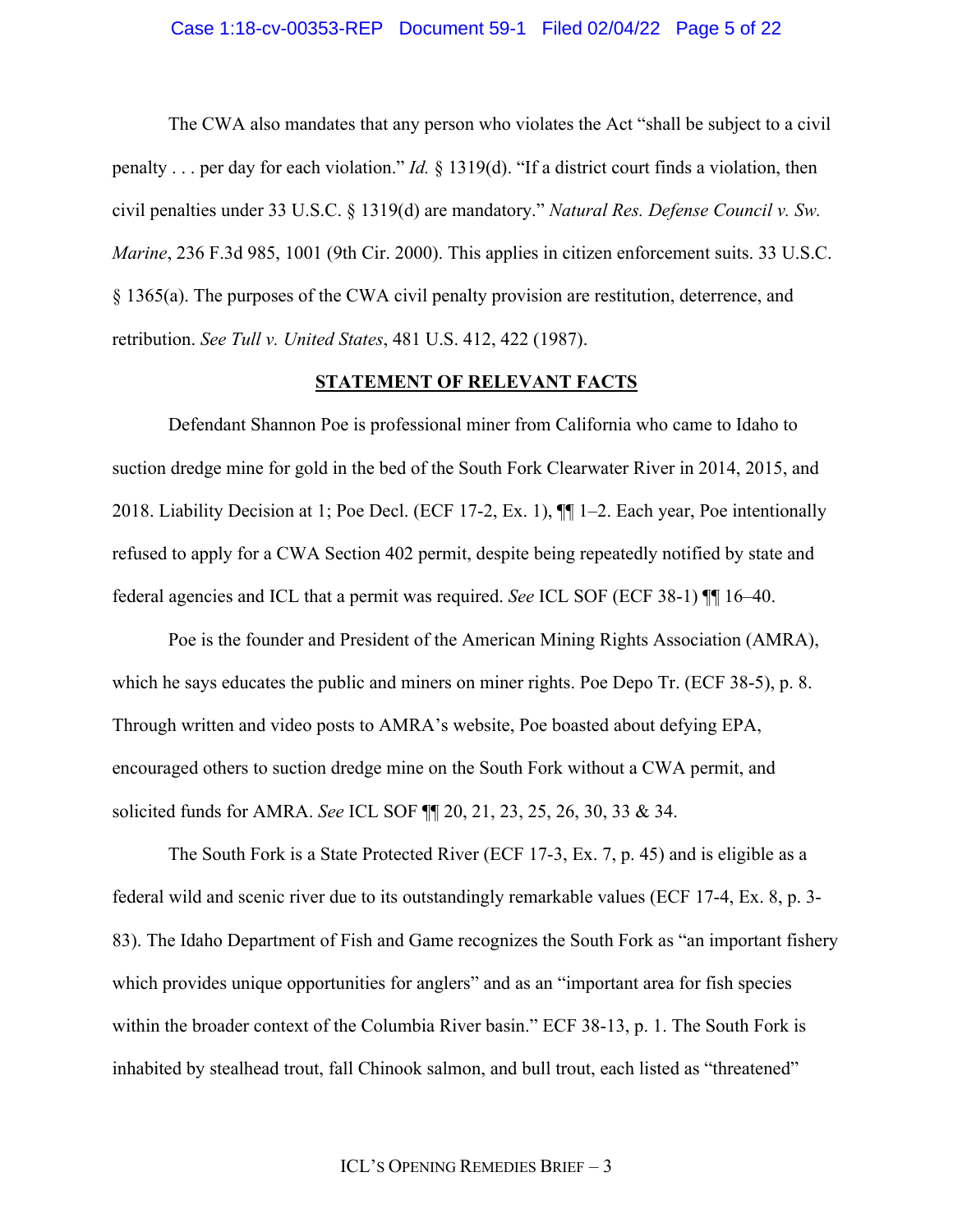The CWA also mandates that any person who violates the Act "shall be subject to a civil penalty . . . per day for each violation." *Id.* § 1319(d). "If a district court finds a violation, then civil penalties under 33 U.S.C. § 1319(d) are mandatory." *Natural Res. Defense Council v. Sw. Marine*, 236 F.3d 985, 1001 (9th Cir. 2000). This applies in citizen enforcement suits. 33 U.S.C. § 1365(a). The purposes of the CWA civil penalty provision are restitution, deterrence, and retribution. *See Tull v. United States*, 481 U.S. 412, 422 (1987).

## STATEMENT OF RELEVANT FACTS

Defendant Shannon Poe is professional miner from California who came to Idaho to suction dredge mine for gold in the bed of the South Fork Clearwater River in 2014, 2015, and 2018. Liability Decision at 1; Poe Decl. (ECF 17-2, Ex. 1), ¶¶ 1–2. Each year, Poe intentionally refused to apply for a CWA Section 402 permit, despite being repeatedly notified by state and federal agencies and ICL that a permit was required. *See* ICL SOF (ECF 38-1) ¶¶ 16–40.

Poe is the founder and President of the American Mining Rights Association (AMRA), which he says educates the public and miners on miner rights. Poe Depo Tr. (ECF 38-5), p. 8. Through written and video posts to AMRA's website, Poe boasted about defying EPA, encouraged others to suction dredge mine on the South Fork without a CWA permit, and solicited funds for AMRA. *See* ICL SOF ¶¶ 20, 21, 23, 25, 26, 30, 33 & 34.

The South Fork is a State Protected River (ECF 17-3, Ex. 7, p. 45) and is eligible as a federal wild and scenic river due to its outstandingly remarkable values (ECF 17-4, Ex. 8, p. 3-83). The Idaho Department of Fish and Game recognizes the South Fork as "an important fishery which provides unique opportunities for anglers" and as an "important area for fish species within the broader context of the Columbia River basin." ECF 38-13, p. 1. The South Fork is inhabited by stealhead trout, fall Chinook salmon, and bull trout, each listed as "threatened"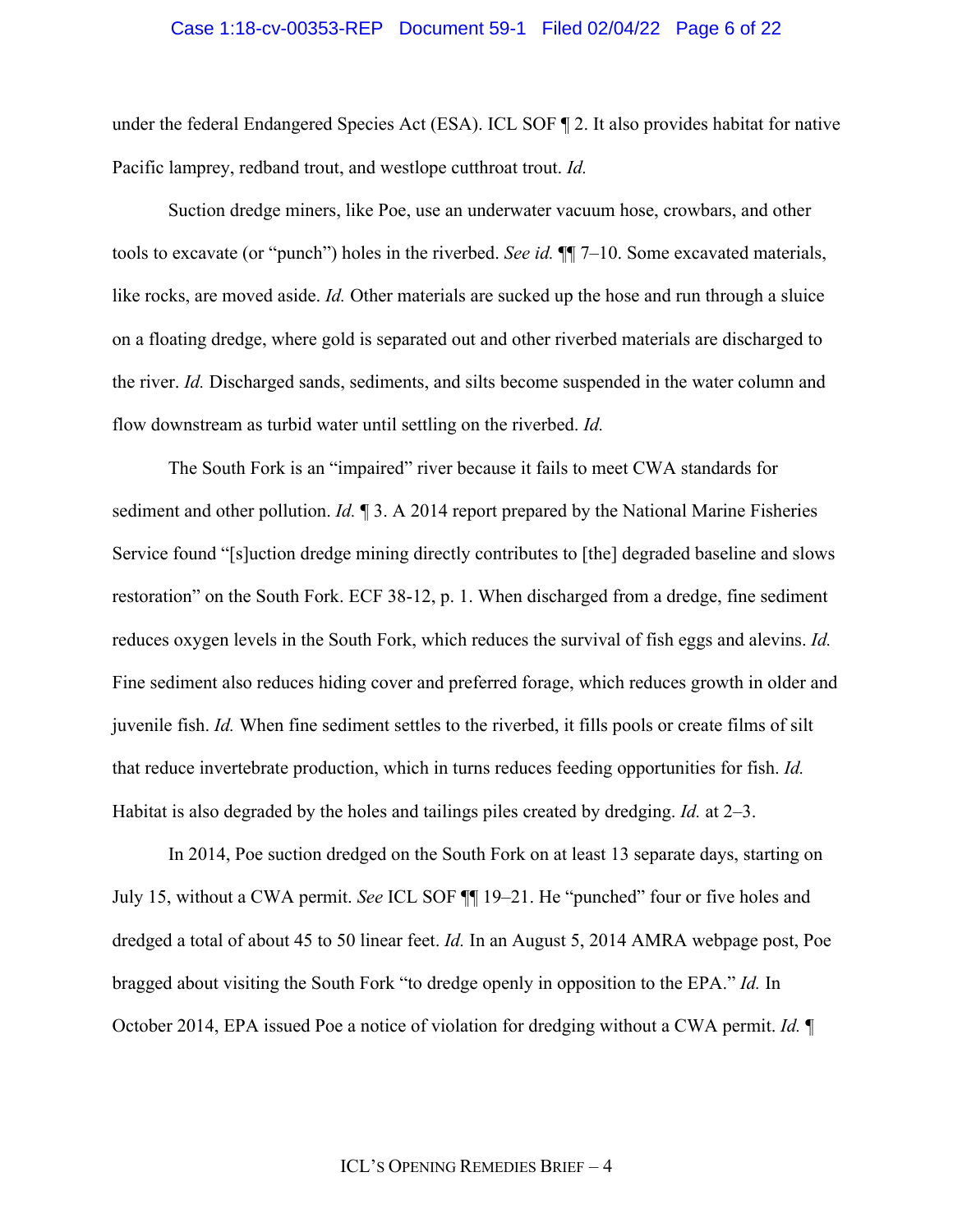under the federal Endangered Species Act (ESA). ICL SOF ¶ 2. It also provides habitat for native Pacific lamprey, redband trout, and westlope cutthroat trout. *Id.*

Suction dredge miners, like Poe, use an underwater vacuum hose, crowbars, and other tools to excavate (or "punch") holes in the riverbed. *See id.* ¶¶ 7–10. Some excavated materials, like rocks, are moved aside. *Id.* Other materials are sucked up the hose and run through a sluice on a floating dredge, where gold is separated out and other riverbed materials are discharged to the river. *Id.* Discharged sands, sediments, and silts become suspended in the water column and flow downstream as turbid water until settling on the riverbed. *Id.*

The South Fork is an "impaired" river because it fails to meet CWA standards for sediment and other pollution. *Id.* ¶ 3. A 2014 report prepared by the National Marine Fisheries Service found "[s]uction dredge mining directly contributes to [the] degraded baseline and slows restoration" on the South Fork. ECF 38-12, p. 1. When discharged from a dredge, fine sediment reduces oxygen levels in the South Fork, which reduces the survival of fish eggs and alevins. *Id.* Fine sediment also reduces hiding cover and preferred forage, which reduces growth in older and juvenile fish. *Id.* When fine sediment settles to the riverbed, it fills pools or create films of silt that reduce invertebrate production, which in turns reduces feeding opportunities for fish. *Id.* Habitat is also degraded by the holes and tailings piles created by dredging. *Id.* at 2–3.

In 2014, Poe suction dredged on the South Fork on at least 13 separate days, starting on July 15, without a CWA permit. *See* ICL SOF ¶¶ 19–21. He "punched" four or five holes and dredged a total of about 45 to 50 linear feet. *Id.* In an August 5, 2014 AMRA webpage post, Poe bragged about visiting the South Fork "to dredge openly in opposition to the EPA." *Id.* In October 2014, EPA issued Poe a notice of violation for dredging without a CWA permit. *Id.* ¶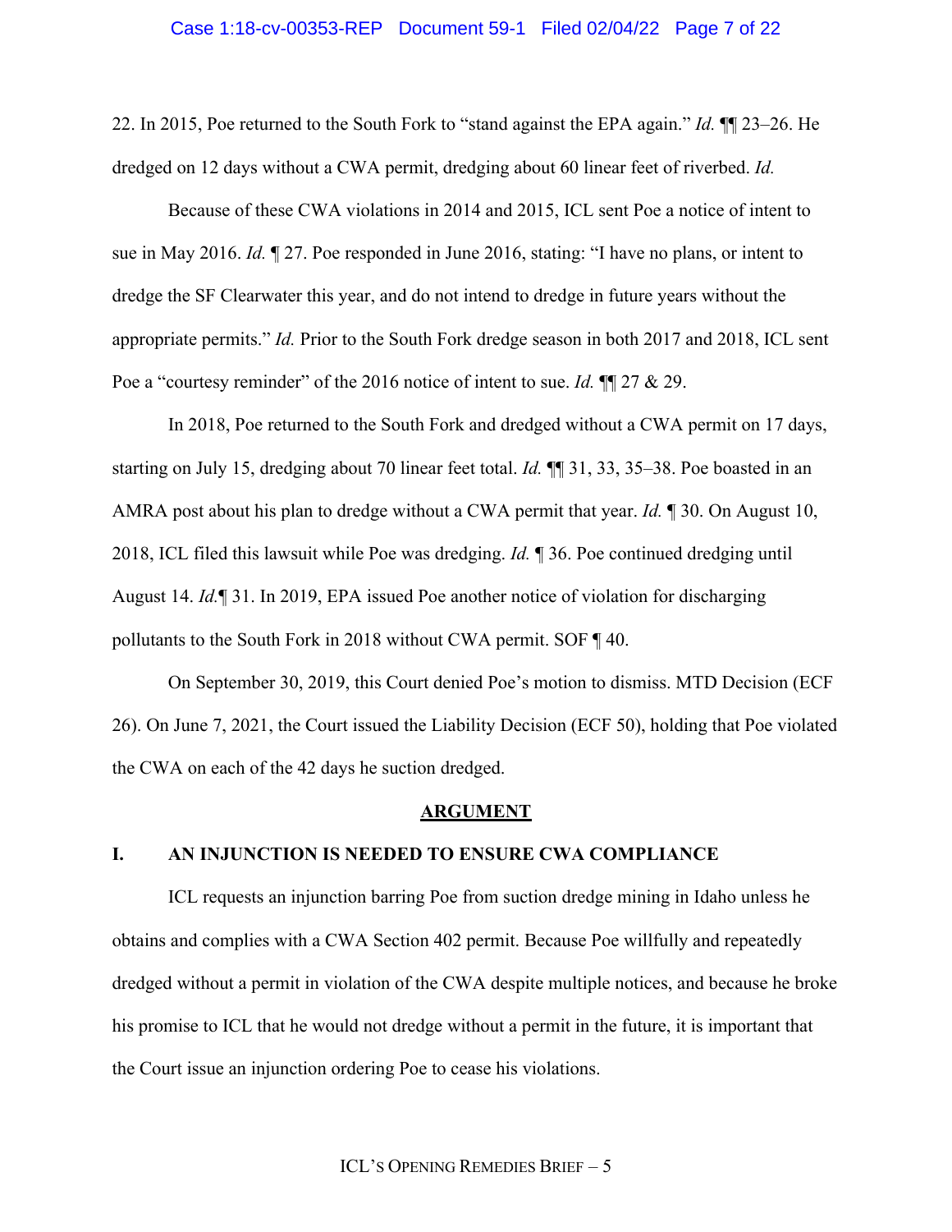22. In 2015, Poe returned to the South Fork to "stand against the EPA again." *Id.* ¶¶ 23–26. He dredged on 12 days without a CWA permit, dredging about 60 linear feet of riverbed. *Id.*

Because of these CWA violations in 2014 and 2015, ICL sent Poe a notice of intent to sue in May 2016. *Id.* ¶ 27. Poe responded in June 2016, stating: "I have no plans, or intent to dredge the SF Clearwater this year, and do not intend to dredge in future years without the appropriate permits." *Id.* Prior to the South Fork dredge season in both 2017 and 2018, ICL sent Poe a "courtesy reminder" of the 2016 notice of intent to sue. *Id.* ¶¶ 27 & 29.

In 2018, Poe returned to the South Fork and dredged without a CWA permit on 17 days, starting on July 15, dredging about 70 linear feet total. *Id.* ¶¶ 31, 33, 35–38. Poe boasted in an AMRA post about his plan to dredge without a CWA permit that year. *Id.* ¶ 30. On August 10, 2018, ICL filed this lawsuit while Poe was dredging. *Id.* ¶ 36. Poe continued dredging until August 14. *Id.*¶ 31. In 2019, EPA issued Poe another notice of violation for discharging pollutants to the South Fork in 2018 without CWA permit. SOF ¶ 40.

On September 30, 2019, this Court denied Poe's motion to dismiss. MTD Decision (ECF 26). On June 7, 2021, the Court issued the Liability Decision (ECF 50), holding that Poe violated the CWA on each of the 42 days he suction dredged.

## <u>ARGUMENT</u>

### I. AN INJUNCTION IS NEEDED TO ENSURE CWA COMPLIANCE

ICL requests an injunction barring Poe from suction dredge mining in Idaho unless he obtains and complies with a CWA Section 402 permit. Because Poe willfully and repeatedly dredged without a permit in violation of the CWA despite multiple notices, and because he broke his promise to ICL that he would not dredge without a permit in the future, it is important that the Court issue an injunction ordering Poe to cease his violations.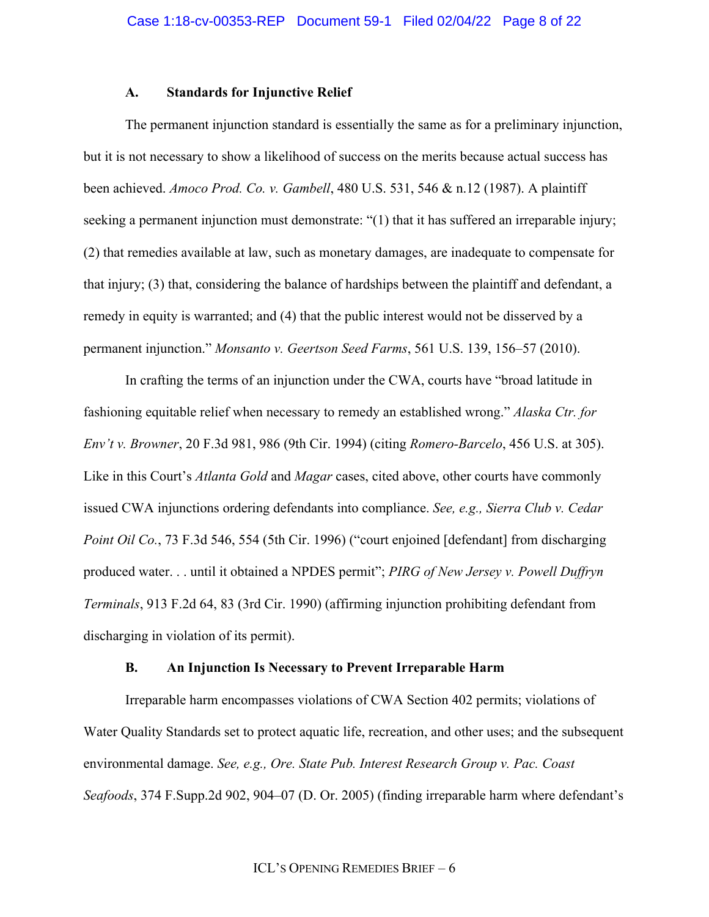### A. Standards for Injunctive Relief

The permanent injunction standard is essentially the same as for a preliminary injunction, but it is not necessary to show a likelihood of success on the merits because actual success has been achieved. *Amoco Prod. Co. v. Gambell*, 480 U.S. 531, 546 & n.12 (1987). A plaintiff seeking a permanent injunction must demonstrate: "(1) that it has suffered an irreparable injury; (2) that remedies available at law, such as monetary damages, are inadequate to compensate for that injury; (3) that, considering the balance of hardships between the plaintiff and defendant, a remedy in equity is warranted; and (4) that the public interest would not be disserved by a permanent injunction." *Monsanto v. Geertson Seed Farms*, 561 U.S. 139, 156–57 (2010).

In crafting the terms of an injunction under the CWA, courts have "broad latitude in fashioning equitable relief when necessary to remedy an established wrong." *Alaska Ctr. for Env't v. Browner*, 20 F.3d 981, 986 (9th Cir. 1994) (citing *Romero-Barcelo*, 456 U.S. at 305). Like in this Court's *Atlanta Gold* and *Magar* cases, cited above, other courts have commonly issued CWA injunctions ordering defendants into compliance. *See, e.g., Sierra Club v. Cedar Point Oil Co.*, 73 F.3d 546, 554 (5th Cir. 1996) ("court enjoined [defendant] from discharging produced water. . . until it obtained a NPDES permit"; *PIRG of New Jersey v. Powell Duffryn Terminals*, 913 F.2d 64, 83 (3rd Cir. 1990) (affirming injunction prohibiting defendant from discharging in violation of its permit).

### B. An Injunction Is Necessary to Prevent Irreparable Harm

Irreparable harm encompasses violations of CWA Section 402 permits; violations of Water Quality Standards set to protect aquatic life, recreation, and other uses; and the subsequent environmental damage. *See, e.g., Ore. State Pub. Interest Research Group v. Pac. Coast Seafoods*, 374 F.Supp.2d 902, 904–07 (D. Or. 2005) (finding irreparable harm where defendant's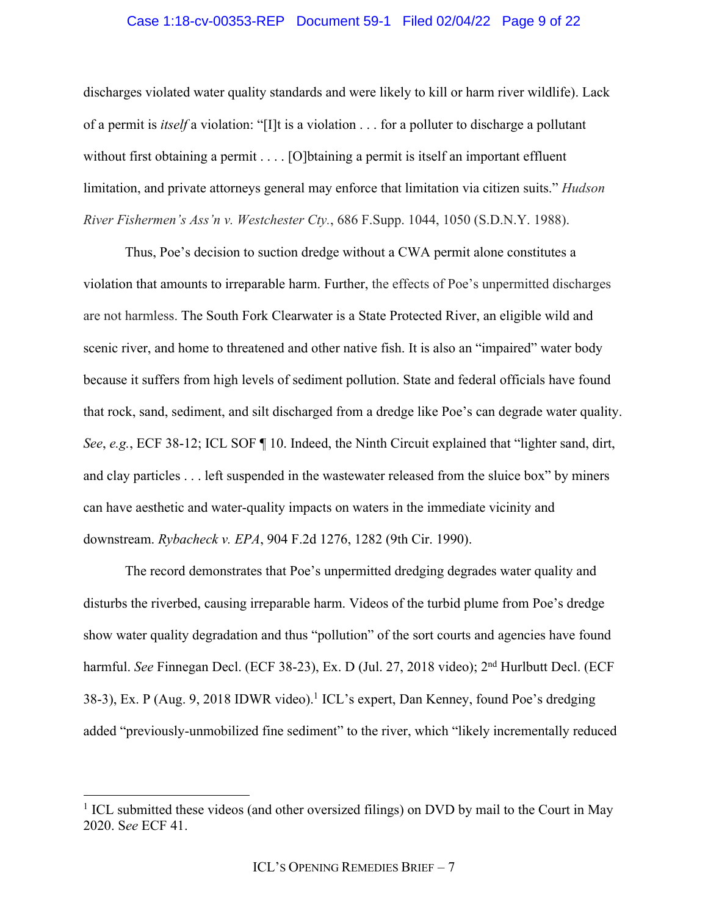discharges violated water quality standards and were likely to kill or harm river wildlife). Lack of a permit is *itself* a violation: "[I]t is a violation . . . for a polluter to discharge a pollutant without first obtaining a permit . . . . [O]btaining a permit is itself an important effluent limitation, and private attorneys general may enforce that limitation via citizen suits." *Hudson River Fishermen's Ass'n v. Westchester Cty.*, 686 F.Supp. 1044, 1050 (S.D.N.Y. 1988).

Thus, Poe's decision to suction dredge without a CWA permit alone constitutes a violation that amounts to irreparable harm. Further, the effects of Poe's unpermitted discharges are not harmless. The South Fork Clearwater is a State Protected River, an eligible wild and scenic river, and home to threatened and other native fish. It is also an "impaired" water body because it suffers from high levels of sediment pollution. State and federal officials have found that rock, sand, sediment, and silt discharged from a dredge like Poe's can degrade water quality. *See*, *e.g.*, ECF 38-12; ICL SOF ¶ 10. Indeed, the Ninth Circuit explained that "lighter sand, dirt, and clay particles . . . left suspended in the wastewater released from the sluice box" by miners can have aesthetic and water-quality impacts on waters in the immediate vicinity and downstream. *Rybacheck v. EPA*, 904 F.2d 1276, 1282 (9th Cir. 1990).

The record demonstrates that Poe's unpermitted dredging degrades water quality and disturbs the riverbed, causing irreparable harm. Videos of the turbid plume from Poe's dredge show water quality degradation and thus "pollution" of the sort courts and agencies have found harmful. *See* Finnegan Decl. (ECF 38-23), Ex. D (Jul. 27, 2018 video); 2nd Hurlbutt Decl. (ECF 38-3), Ex. P (Aug. 9, 2018 IDWR video).[1] ICL's expert, Dan Kenney, found Poe's dredging added "previously-unmobilized fine sediment" to the river, which "likely incrementally reduced

---

[1] ICL submitted these videos (and other oversized filings) on DVD by mail to the Court in May 2020. S*ee* ECF 41.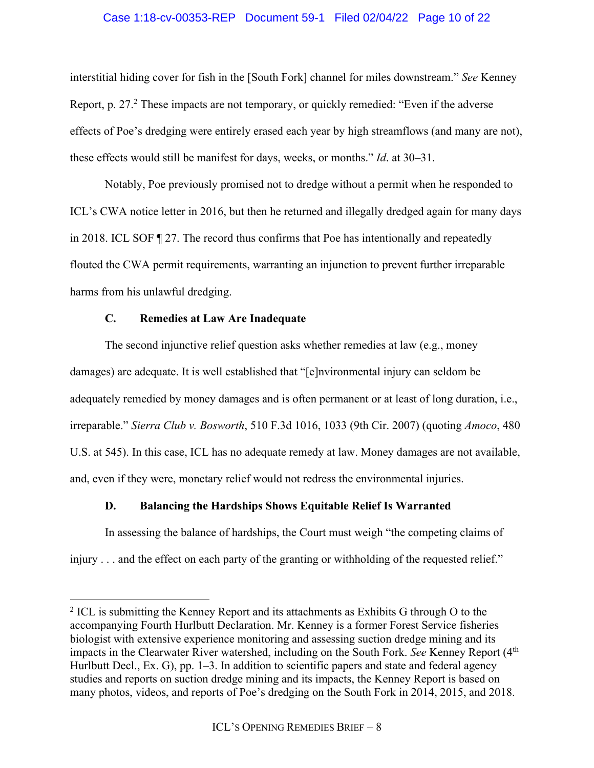interstitial hiding cover for fish in the [South Fork] channel for miles downstream." *See* Kenney Report, p. 27.[2] These impacts are not temporary, or quickly remedied: "Even if the adverse effects of Poe's dredging were entirely erased each year by high streamflows (and many are not), these effects would still be manifest for days, weeks, or months." *Id*. at 30–31.

Notably, Poe previously promised not to dredge without a permit when he responded to ICL's CWA notice letter in 2016, but then he returned and illegally dredged again for many days in 2018. ICL SOF ¶ 27. The record thus confirms that Poe has intentionally and repeatedly flouted the CWA permit requirements, warranting an injunction to prevent further irreparable harms from his unlawful dredging.

### C. Remedies at Law Are Inadequate

The second injunctive relief question asks whether remedies at law (e.g., money damages) are adequate. It is well established that "[e]nvironmental injury can seldom be adequately remedied by money damages and is often permanent or at least of long duration, i.e., irreparable." *Sierra Club v. Bosworth*, 510 F.3d 1016, 1033 (9th Cir. 2007) (quoting *Amoco*, 480 U.S. at 545). In this case, ICL has no adequate remedy at law. Money damages are not available, and, even if they were, monetary relief would not redress the environmental injuries.

### D. Balancing the Hardships Shows Equitable Relief Is Warranted

In assessing the balance of hardships, the Court must weigh "the competing claims of injury . . . and the effect on each party of the granting or withholding of the requested relief."

---

[2] ICL is submitting the Kenney Report and its attachments as Exhibits G through O to the accompanying Fourth Hurlbutt Declaration. Mr. Kenney is a former Forest Service fisheries biologist with extensive experience monitoring and assessing suction dredge mining and its impacts in the Clearwater River watershed, including on the South Fork. *See* Kenney Report (4th Hurlbutt Decl., Ex. G), pp. 1–3. In addition to scientific papers and state and federal agency studies and reports on suction dredge mining and its impacts, the Kenney Report is based on many photos, videos, and reports of Poe's dredging on the South Fork in 2014, 2015, and 2018.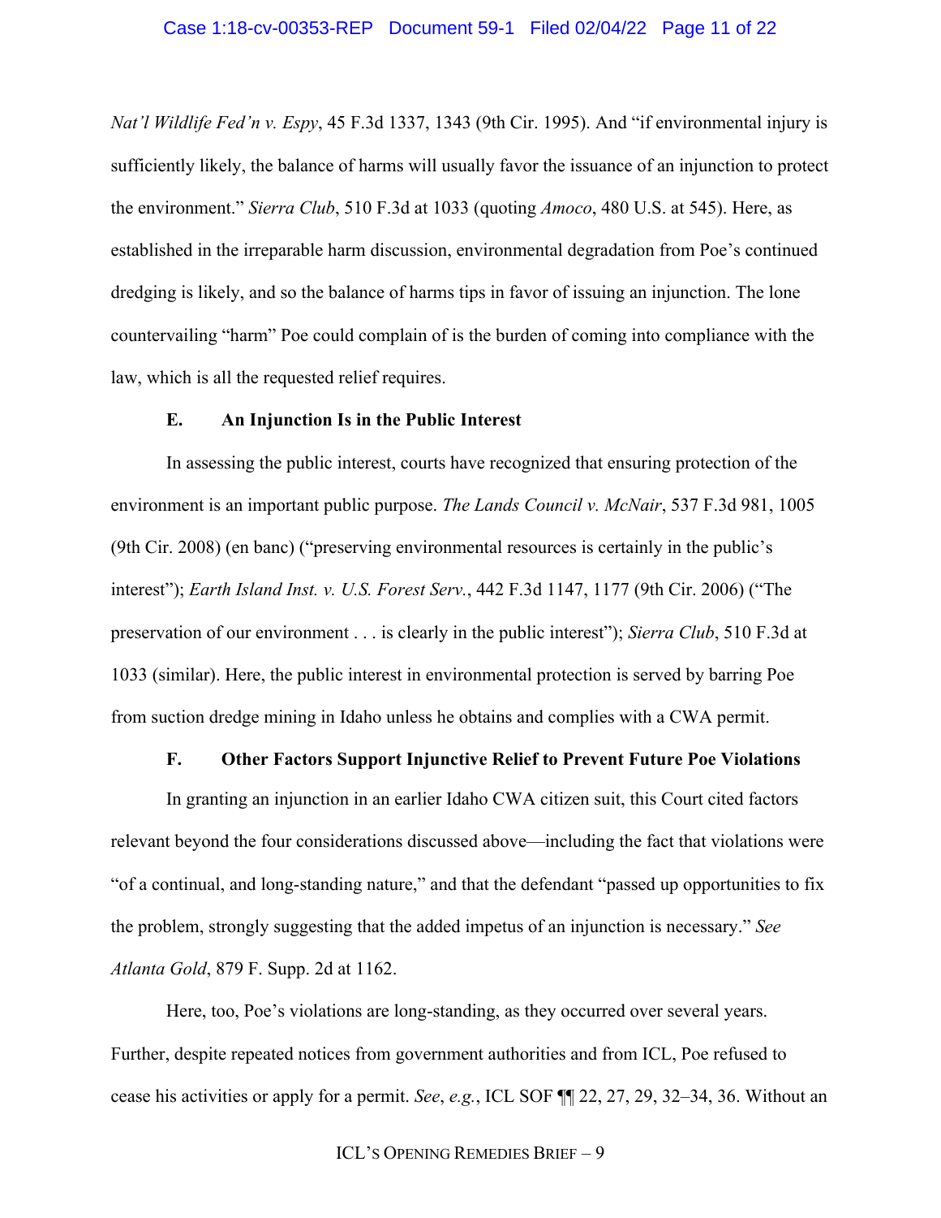*Nat'l Wildlife Fed'n v. Espy*, 45 F.3d 1337, 1343 (9th Cir. 1995). And "if environmental injury is sufficiently likely, the balance of harms will usually favor the issuance of an injunction to protect the environment." *Sierra Club*, 510 F.3d at 1033 (quoting *Amoco*, 480 U.S. at 545). Here, as established in the irreparable harm discussion, environmental degradation from Poe's continued dredging is likely, and so the balance of harms tips in favor of issuing an injunction. The lone countervailing "harm" Poe could complain of is the burden of coming into compliance with the law, which is all the requested relief requires.

### E. An Injunction Is in the Public Interest

In assessing the public interest, courts have recognized that ensuring protection of the environment is an important public purpose. *The Lands Council v. McNair*, 537 F.3d 981, 1005 (9th Cir. 2008) (en banc) ("preserving environmental resources is certainly in the public's interest"); *Earth Island Inst. v. U.S. Forest Serv.*, 442 F.3d 1147, 1177 (9th Cir. 2006) ("The preservation of our environment . . . is clearly in the public interest"); *Sierra Club*, 510 F.3d at 1033 (similar). Here, the public interest in environmental protection is served by barring Poe from suction dredge mining in Idaho unless he obtains and complies with a CWA permit.

### F. Other Factors Support Injunctive Relief to Prevent Future Poe Violations

In granting an injunction in an earlier Idaho CWA citizen suit, this Court cited factors relevant beyond the four considerations discussed above—including the fact that violations were "of a continual, and long-standing nature," and that the defendant "passed up opportunities to fix the problem, strongly suggesting that the added impetus of an injunction is necessary." *See Atlanta Gold*, 879 F. Supp. 2d at 1162.

Here, too, Poe's violations are long-standing, as they occurred over several years. Further, despite repeated notices from government authorities and from ICL, Poe refused to cease his activities or apply for a permit. *See*, *e.g.*, ICL SOF ¶¶ 22, 27, 29, 32–34, 36. Without an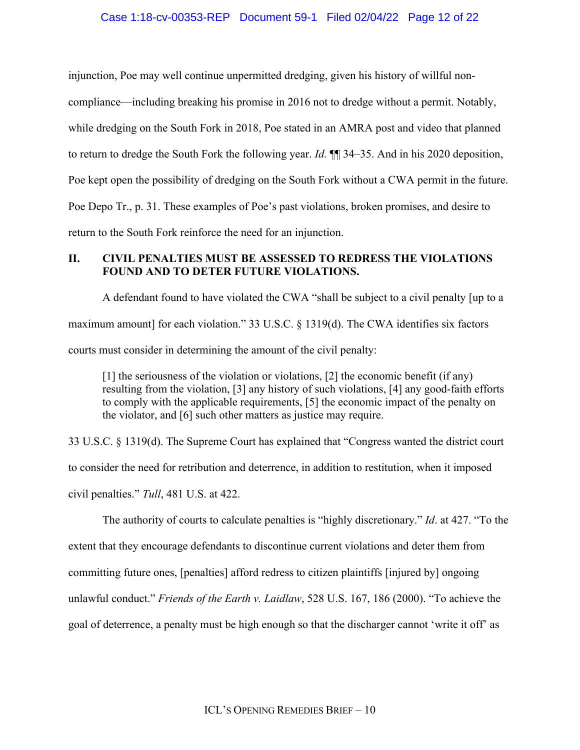injunction, Poe may well continue unpermitted dredging, given his history of willful non-compliance—including breaking his promise in 2016 not to dredge without a permit. Notably, while dredging on the South Fork in 2018, Poe stated in an AMRA post and video that planned to return to dredge the South Fork the following year. *Id.* ¶¶ 34–35. And in his 2020 deposition, Poe kept open the possibility of dredging on the South Fork without a CWA permit in the future. Poe Depo Tr., p. 31. These examples of Poe's past violations, broken promises, and desire to return to the South Fork reinforce the need for an injunction.

## II. CIVIL PENALTIES MUST BE ASSESSED TO REDRESS THE VIOLATIONS FOUND AND TO DETER FUTURE VIOLATIONS.

A defendant found to have violated the CWA "shall be subject to a civil penalty [up to a maximum amount] for each violation." 33 U.S.C. § 1319(d). The CWA identifies six factors courts must consider in determining the amount of the civil penalty:

> [1] the seriousness of the violation or violations, [2] the economic benefit (if any) resulting from the violation, [3] any history of such violations, [4] any good-faith efforts to comply with the applicable requirements, [5] the economic impact of the penalty on the violator, and [6] such other matters as justice may require.

33 U.S.C. § 1319(d). The Supreme Court has explained that "Congress wanted the district court to consider the need for retribution and deterrence, in addition to restitution, when it imposed civil penalties." *Tull*, 481 U.S. at 422.

The authority of courts to calculate penalties is "highly discretionary." *Id*. at 427. "To the extent that they encourage defendants to discontinue current violations and deter them from committing future ones, [penalties] afford redress to citizen plaintiffs [injured by] ongoing unlawful conduct." *Friends of the Earth v. Laidlaw*, 528 U.S. 167, 186 (2000). "To achieve the goal of deterrence, a penalty must be high enough so that the discharger cannot 'write it off' as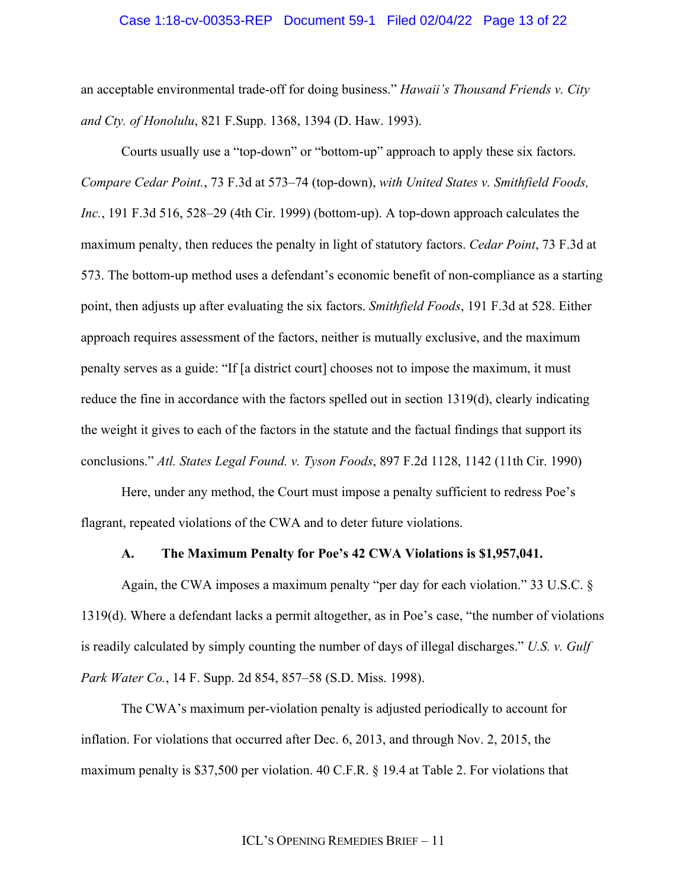an acceptable environmental trade-off for doing business." *Hawaii's Thousand Friends v. City and Cty. of Honolulu*, 821 F.Supp. 1368, 1394 (D. Haw. 1993).

Courts usually use a "top-down" or "bottom-up" approach to apply these six factors. *Compare Cedar Point.*, 73 F.3d at 573–74 (top-down), *with United States v. Smithfield Foods, Inc.*, 191 F.3d 516, 528–29 (4th Cir. 1999) (bottom-up). A top-down approach calculates the maximum penalty, then reduces the penalty in light of statutory factors. *Cedar Point*, 73 F.3d at 573. The bottom-up method uses a defendant's economic benefit of non-compliance as a starting point, then adjusts up after evaluating the six factors. *Smithfield Foods*, 191 F.3d at 528. Either approach requires assessment of the factors, neither is mutually exclusive, and the maximum penalty serves as a guide: "If [a district court] chooses not to impose the maximum, it must reduce the fine in accordance with the factors spelled out in section 1319(d), clearly indicating the weight it gives to each of the factors in the statute and the factual findings that support its conclusions." *Atl. States Legal Found. v. Tyson Foods*, 897 F.2d 1128, 1142 (11th Cir. 1990)

Here, under any method, the Court must impose a penalty sufficient to redress Poe's flagrant, repeated violations of the CWA and to deter future violations.

### A. The Maximum Penalty for Poe's 42 CWA Violations is $1,957,041.

Again, the CWA imposes a maximum penalty "per day for each violation." 33 U.S.C. § 1319(d). Where a defendant lacks a permit altogether, as in Poe's case, "the number of violations is readily calculated by simply counting the number of days of illegal discharges." *U.S. v. Gulf Park Water Co.*, 14 F. Supp. 2d 854, 857–58 (S.D. Miss. 1998).

The CWA's maximum per-violation penalty is adjusted periodically to account for inflation. For violations that occurred after Dec. 6, 2013, and through Nov. 2, 2015, the maximum penalty is $37,500 per violation. 40 C.F.R. § 19.4 at Table 2. For violations that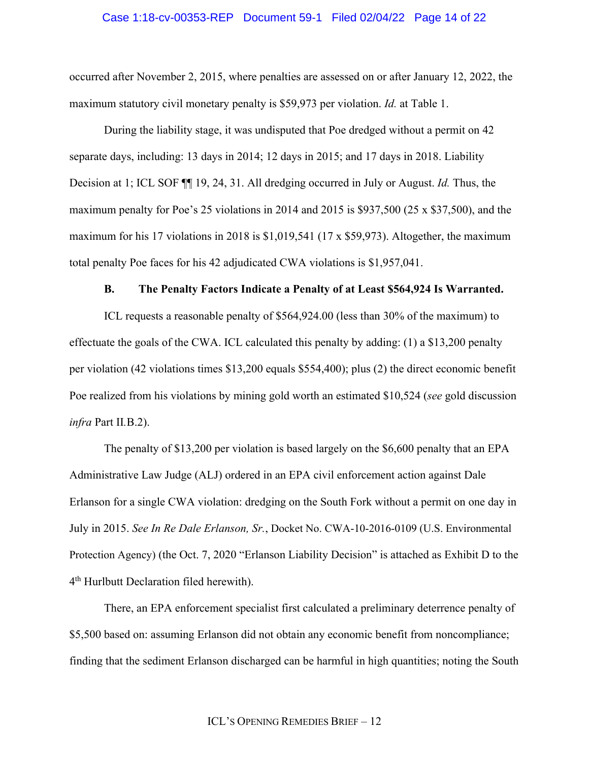occurred after November 2, 2015, where penalties are assessed on or after January 12, 2022, the maximum statutory civil monetary penalty is $59,973 per violation. *Id.* at Table 1.

During the liability stage, it was undisputed that Poe dredged without a permit on 42 separate days, including: 13 days in 2014; 12 days in 2015; and 17 days in 2018. Liability Decision at 1; ICL SOF ¶¶ 19, 24, 31. All dredging occurred in July or August. *Id.* Thus, the maximum penalty for Poe's 25 violations in 2014 and 2015 is $937,500 (25 x $37,500), and the maximum for his 17 violations in 2018 is $1,019,541 (17 x $59,973). Altogether, the maximum total penalty Poe faces for his 42 adjudicated CWA violations is $1,957,041.

### B. The Penalty Factors Indicate a Penalty of at Least $564,924 Is Warranted.

ICL requests a reasonable penalty of $564,924.00 (less than 30% of the maximum) to effectuate the goals of the CWA. ICL calculated this penalty by adding: (1) a $13,200 penalty per violation (42 violations times $13,200 equals $554,400); plus (2) the direct economic benefit Poe realized from his violations by mining gold worth an estimated $10,524 (*see* gold discussion *infra* Part II.B.2).

The penalty of $13,200 per violation is based largely on the $6,600 penalty that an EPA Administrative Law Judge (ALJ) ordered in an EPA civil enforcement action against Dale Erlanson for a single CWA violation: dredging on the South Fork without a permit on one day in July in 2015. *See In Re Dale Erlanson, Sr.*, Docket No. CWA-10-2016-0109 (U.S. Environmental Protection Agency) (the Oct. 7, 2020 "Erlanson Liability Decision" is attached as Exhibit D to the 4th Hurlbutt Declaration filed herewith).

There, an EPA enforcement specialist first calculated a preliminary deterrence penalty of $5,500 based on: assuming Erlanson did not obtain any economic benefit from noncompliance; finding that the sediment Erlanson discharged can be harmful in high quantities; noting the South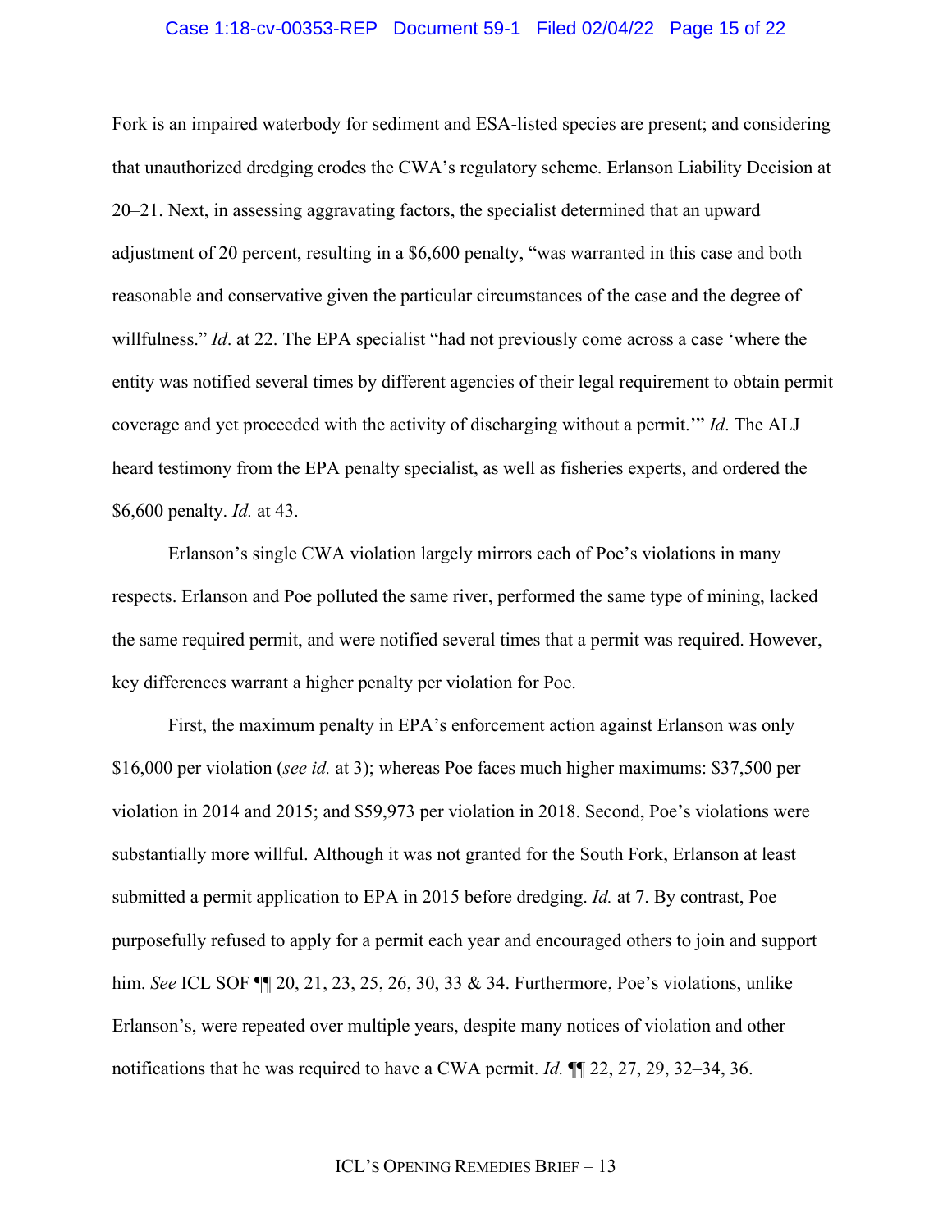Fork is an impaired waterbody for sediment and ESA-listed species are present; and considering that unauthorized dredging erodes the CWA's regulatory scheme. Erlanson Liability Decision at 20–21. Next, in assessing aggravating factors, the specialist determined that an upward adjustment of 20 percent, resulting in a $6,600 penalty, "was warranted in this case and both reasonable and conservative given the particular circumstances of the case and the degree of willfulness." *Id*. at 22. The EPA specialist "had not previously come across a case 'where the entity was notified several times by different agencies of their legal requirement to obtain permit coverage and yet proceeded with the activity of discharging without a permit.'" *Id*. The ALJ heard testimony from the EPA penalty specialist, as well as fisheries experts, and ordered the $6,600 penalty. *Id.* at 43.

Erlanson's single CWA violation largely mirrors each of Poe's violations in many respects. Erlanson and Poe polluted the same river, performed the same type of mining, lacked the same required permit, and were notified several times that a permit was required. However, key differences warrant a higher penalty per violation for Poe.

First, the maximum penalty in EPA's enforcement action against Erlanson was only $16,000 per violation (*see id.* at 3); whereas Poe faces much higher maximums: $37,500 per violation in 2014 and 2015; and $59,973 per violation in 2018. Second, Poe's violations were substantially more willful. Although it was not granted for the South Fork, Erlanson at least submitted a permit application to EPA in 2015 before dredging. *Id.* at 7. By contrast, Poe purposefully refused to apply for a permit each year and encouraged others to join and support him. *See* ICL SOF ¶¶ 20, 21, 23, 25, 26, 30, 33 & 34. Furthermore, Poe's violations, unlike Erlanson's, were repeated over multiple years, despite many notices of violation and other notifications that he was required to have a CWA permit. *Id.* ¶¶ 22, 27, 29, 32–34, 36.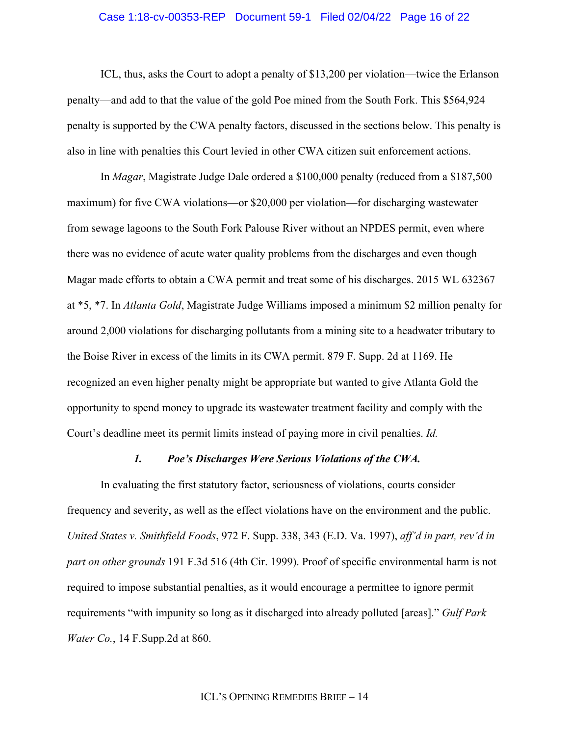ICL, thus, asks the Court to adopt a penalty of $13,200 per violation—twice the Erlanson penalty—and add to that the value of the gold Poe mined from the South Fork. This $564,924 penalty is supported by the CWA penalty factors, discussed in the sections below. This penalty is also in line with penalties this Court levied in other CWA citizen suit enforcement actions.

In *Magar*, Magistrate Judge Dale ordered a $100,000 penalty (reduced from a $187,500 maximum) for five CWA violations—or $20,000 per violation—for discharging wastewater from sewage lagoons to the South Fork Palouse River without an NPDES permit, even where there was no evidence of acute water quality problems from the discharges and even though Magar made efforts to obtain a CWA permit and treat some of his discharges. 2015 WL 632367 at *5, *7. In *Atlanta Gold*, Magistrate Judge Williams imposed a minimum $2 million penalty for around 2,000 violations for discharging pollutants from a mining site to a headwater tributary to the Boise River in excess of the limits in its CWA permit. 879 F. Supp. 2d at 1169. He recognized an even higher penalty might be appropriate but wanted to give Atlanta Gold the opportunity to spend money to upgrade its wastewater treatment facility and comply with the Court's deadline meet its permit limits instead of paying more in civil penalties. *Id.*

### *1. Poe's Discharges Were Serious Violations of the CWA.*

In evaluating the first statutory factor, seriousness of violations, courts consider frequency and severity, as well as the effect violations have on the environment and the public. *United States v. Smithfield Foods*, 972 F. Supp. 338, 343 (E.D. Va. 1997), *aff'd in part, rev'd in part on other grounds* 191 F.3d 516 (4th Cir. 1999). Proof of specific environmental harm is not required to impose substantial penalties, as it would encourage a permittee to ignore permit requirements "with impunity so long as it discharged into already polluted [areas]." *Gulf Park Water Co.*, 14 F.Supp.2d at 860.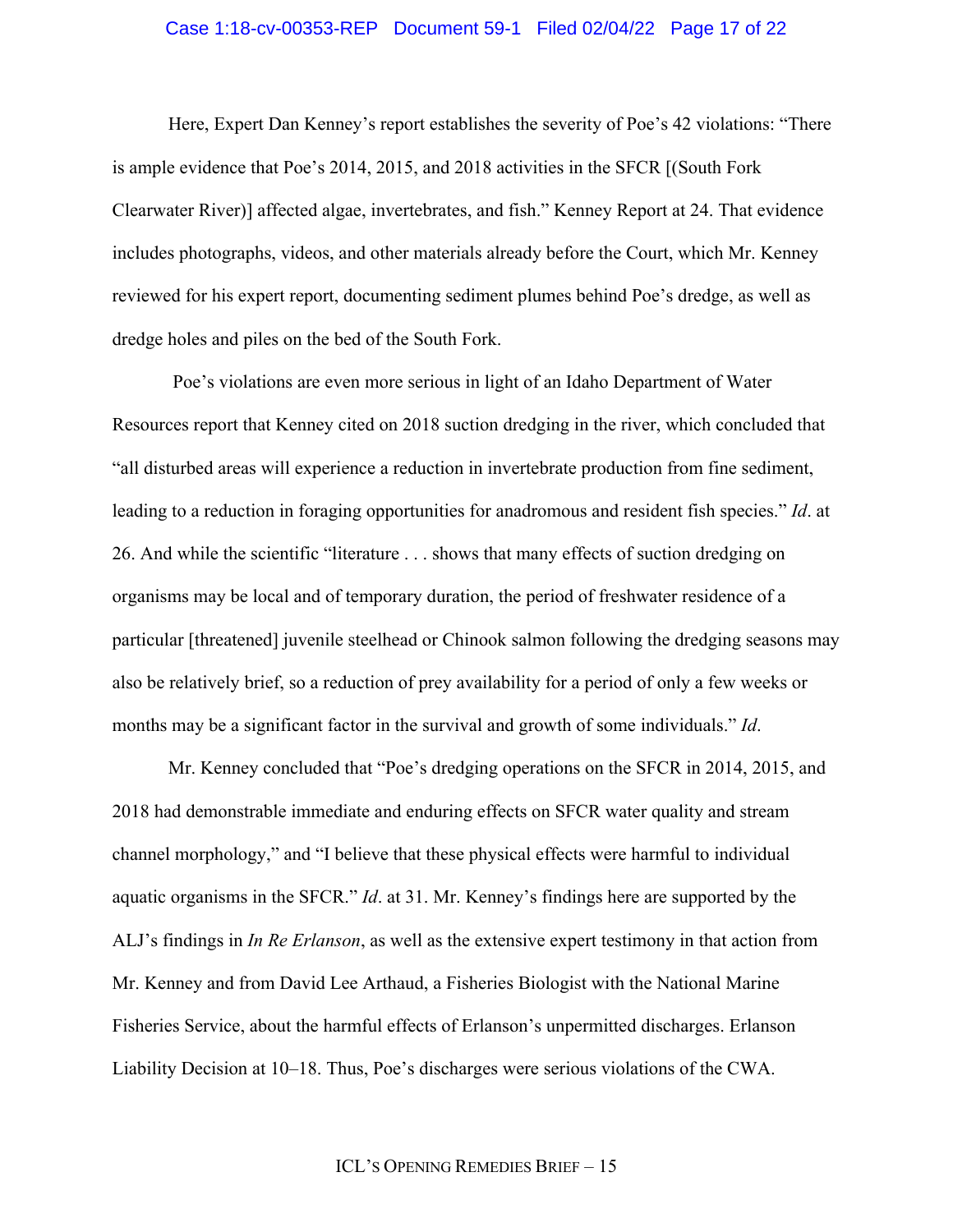Here, Expert Dan Kenney's report establishes the severity of Poe's 42 violations: "There is ample evidence that Poe's 2014, 2015, and 2018 activities in the SFCR [(South Fork Clearwater River)] affected algae, invertebrates, and fish." Kenney Report at 24. That evidence includes photographs, videos, and other materials already before the Court, which Mr. Kenney reviewed for his expert report, documenting sediment plumes behind Poe's dredge, as well as dredge holes and piles on the bed of the South Fork.

Poe's violations are even more serious in light of an Idaho Department of Water Resources report that Kenney cited on 2018 suction dredging in the river, which concluded that "all disturbed areas will experience a reduction in invertebrate production from fine sediment, leading to a reduction in foraging opportunities for anadromous and resident fish species." *Id*. at 26. And while the scientific "literature . . . shows that many effects of suction dredging on organisms may be local and of temporary duration, the period of freshwater residence of a particular [threatened] juvenile steelhead or Chinook salmon following the dredging seasons may also be relatively brief, so a reduction of prey availability for a period of only a few weeks or months may be a significant factor in the survival and growth of some individuals." *Id*.

Mr. Kenney concluded that "Poe's dredging operations on the SFCR in 2014, 2015, and 2018 had demonstrable immediate and enduring effects on SFCR water quality and stream channel morphology," and "I believe that these physical effects were harmful to individual aquatic organisms in the SFCR." *Id*. at 31. Mr. Kenney's findings here are supported by the ALJ's findings in *In Re Erlanson*, as well as the extensive expert testimony in that action from Mr. Kenney and from David Lee Arthaud, a Fisheries Biologist with the National Marine Fisheries Service, about the harmful effects of Erlanson's unpermitted discharges. Erlanson Liability Decision at 10–18. Thus, Poe's discharges were serious violations of the CWA.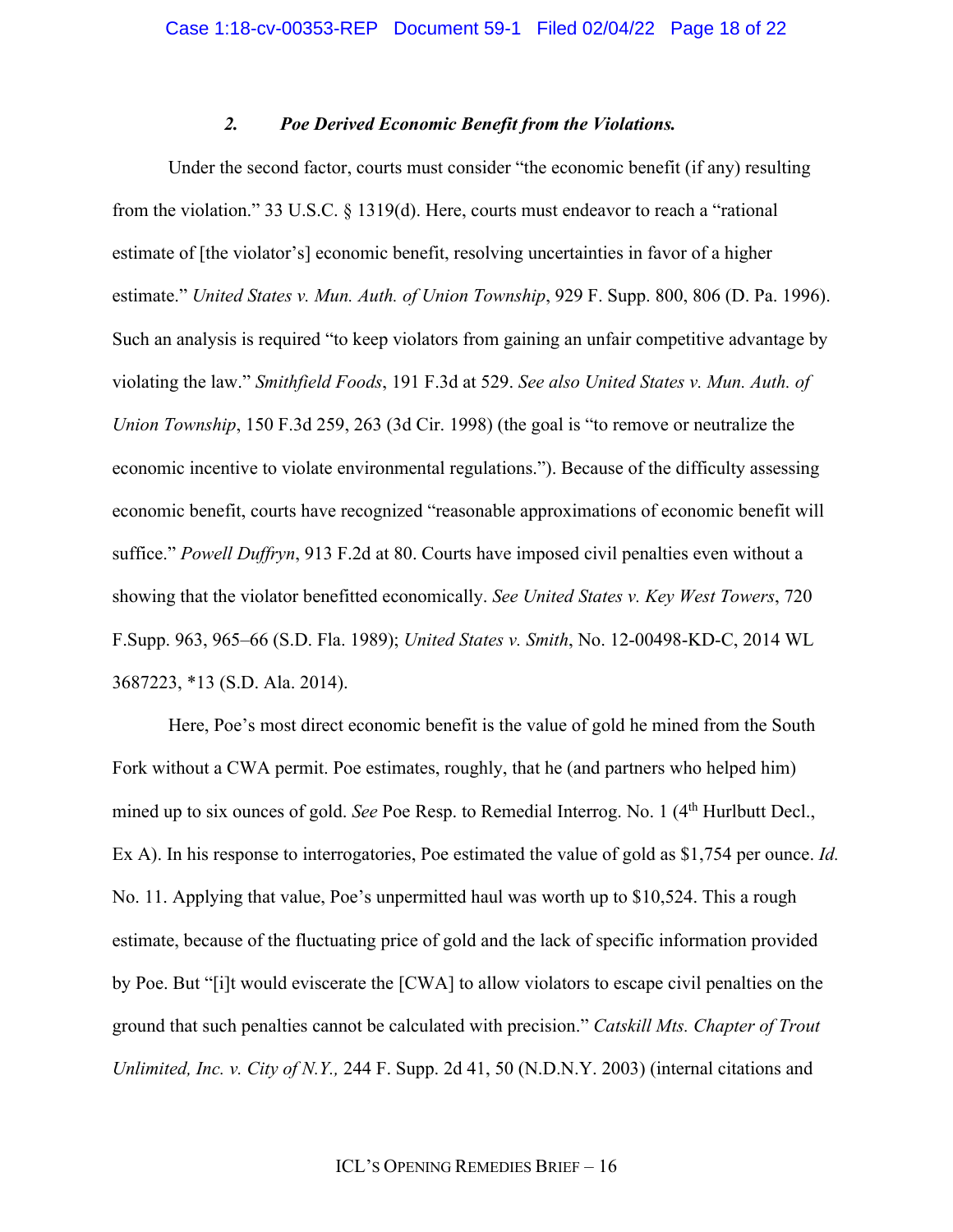### *2. Poe Derived Economic Benefit from the Violations.*

Under the second factor, courts must consider "the economic benefit (if any) resulting from the violation." 33 U.S.C. § 1319(d). Here, courts must endeavor to reach a "rational estimate of [the violator's] economic benefit, resolving uncertainties in favor of a higher estimate." *United States v. Mun. Auth. of Union Township*, 929 F. Supp. 800, 806 (D. Pa. 1996). Such an analysis is required "to keep violators from gaining an unfair competitive advantage by violating the law." *Smithfield Foods*, 191 F.3d at 529. *See also United States v. Mun. Auth. of Union Township*, 150 F.3d 259, 263 (3d Cir. 1998) (the goal is "to remove or neutralize the economic incentive to violate environmental regulations."). Because of the difficulty assessing economic benefit, courts have recognized "reasonable approximations of economic benefit will suffice." *Powell Duffryn*, 913 F.2d at 80. Courts have imposed civil penalties even without a showing that the violator benefitted economically. *See United States v. Key West Towers*, 720 F.Supp. 963, 965–66 (S.D. Fla. 1989); *United States v. Smith*, No. 12-00498-KD-C, 2014 WL 3687223, *13 (S.D. Ala. 2014).

Here, Poe's most direct economic benefit is the value of gold he mined from the South Fork without a CWA permit. Poe estimates, roughly, that he (and partners who helped him) mined up to six ounces of gold. *See* Poe Resp. to Remedial Interrog. No. 1 (4th Hurlbutt Decl., Ex A). In his response to interrogatories, Poe estimated the value of gold as $1,754 per ounce. *Id.* No. 11. Applying that value, Poe's unpermitted haul was worth up to $10,524. This a rough estimate, because of the fluctuating price of gold and the lack of specific information provided by Poe. But "[i]t would eviscerate the [CWA] to allow violators to escape civil penalties on the ground that such penalties cannot be calculated with precision." *Catskill Mts. Chapter of Trout Unlimited, Inc. v. City of N.Y.,* 244 F. Supp. 2d 41, 50 (N.D.N.Y. 2003) (internal citations and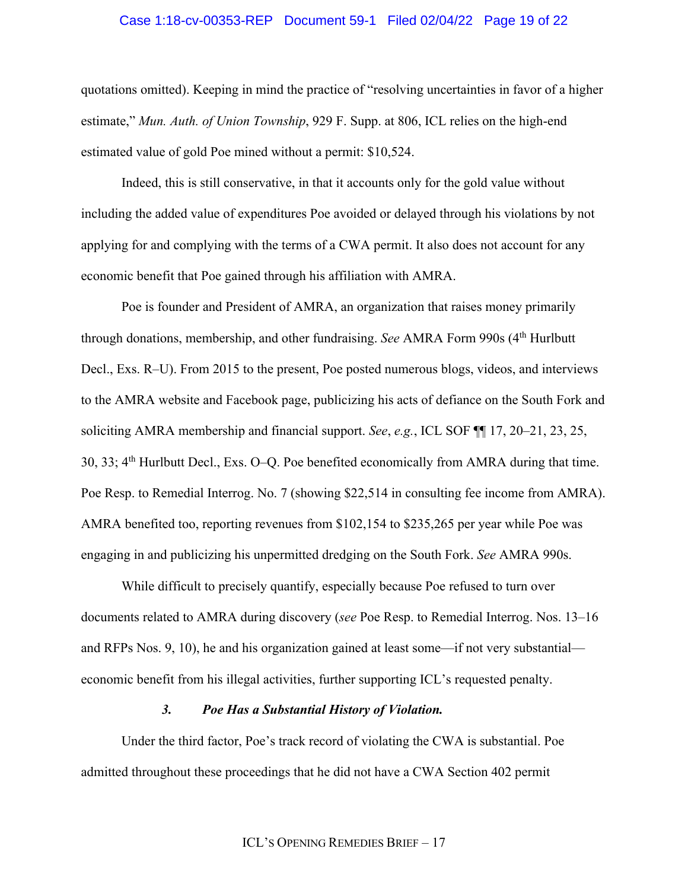quotations omitted). Keeping in mind the practice of "resolving uncertainties in favor of a higher estimate," *Mun. Auth. of Union Township*, 929 F. Supp. at 806, ICL relies on the high-end estimated value of gold Poe mined without a permit: $10,524.

Indeed, this is still conservative, in that it accounts only for the gold value without including the added value of expenditures Poe avoided or delayed through his violations by not applying for and complying with the terms of a CWA permit. It also does not account for any economic benefit that Poe gained through his affiliation with AMRA.

Poe is founder and President of AMRA, an organization that raises money primarily through donations, membership, and other fundraising. *See* AMRA Form 990s (4th Hurlbutt Decl., Exs. R–U). From 2015 to the present, Poe posted numerous blogs, videos, and interviews to the AMRA website and Facebook page, publicizing his acts of defiance on the South Fork and soliciting AMRA membership and financial support. *See*, *e.g.*, ICL SOF ¶¶ 17, 20–21, 23, 25, 30, 33; 4th Hurlbutt Decl., Exs. O–Q. Poe benefited economically from AMRA during that time. Poe Resp. to Remedial Interrog. No. 7 (showing $22,514 in consulting fee income from AMRA). AMRA benefited too, reporting revenues from $102,154 to $235,265 per year while Poe was engaging in and publicizing his unpermitted dredging on the South Fork. *See* AMRA 990s.

While difficult to precisely quantify, especially because Poe refused to turn over documents related to AMRA during discovery (*see* Poe Resp. to Remedial Interrog. Nos. 13–16 and RFPs Nos. 9, 10), he and his organization gained at least some—if not very substantial—economic benefit from his illegal activities, further supporting ICL's requested penalty.

### *3. Poe Has a Substantial History of Violation.*

Under the third factor, Poe's track record of violating the CWA is substantial. Poe admitted throughout these proceedings that he did not have a CWA Section 402 permit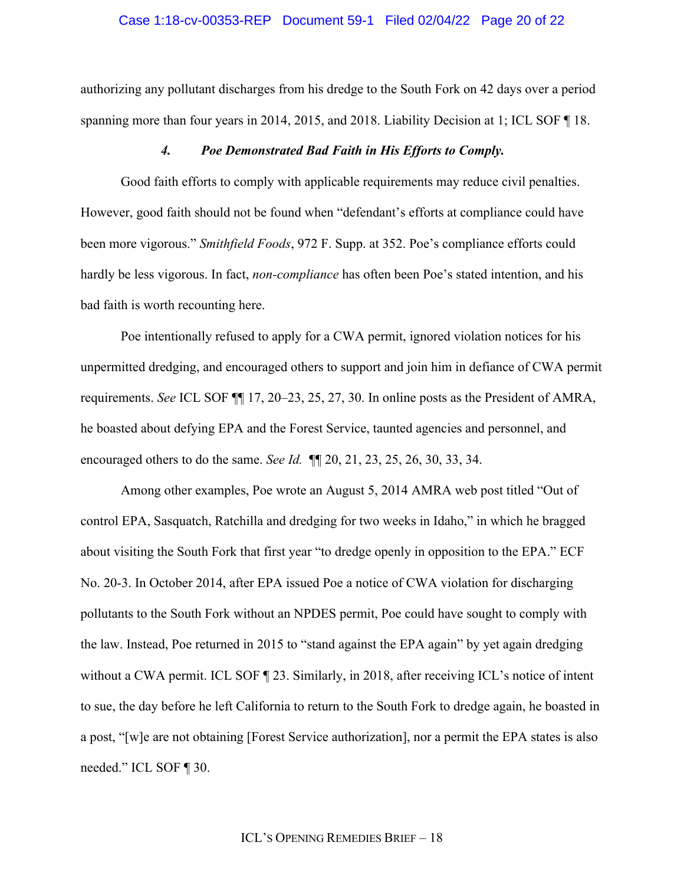authorizing any pollutant discharges from his dredge to the South Fork on 42 days over a period spanning more than four years in 2014, 2015, and 2018. Liability Decision at 1; ICL SOF ¶ 18.

#### *4. Poe Demonstrated Bad Faith in His Efforts to Comply.*

Good faith efforts to comply with applicable requirements may reduce civil penalties. However, good faith should not be found when "defendant's efforts at compliance could have been more vigorous." *Smithfield Foods*, 972 F. Supp. at 352. Poe's compliance efforts could hardly be less vigorous. In fact, *non-compliance* has often been Poe's stated intention, and his bad faith is worth recounting here.

Poe intentionally refused to apply for a CWA permit, ignored violation notices for his unpermitted dredging, and encouraged others to support and join him in defiance of CWA permit requirements. *See* ICL SOF ¶¶ 17, 20–23, 25, 27, 30. In online posts as the President of AMRA, he boasted about defying EPA and the Forest Service, taunted agencies and personnel, and encouraged others to do the same. *See Id.* ¶¶ 20, 21, 23, 25, 26, 30, 33, 34.

Among other examples, Poe wrote an August 5, 2014 AMRA web post titled "Out of control EPA, Sasquatch, Ratchilla and dredging for two weeks in Idaho," in which he bragged about visiting the South Fork that first year "to dredge openly in opposition to the EPA." ECF No. 20-3. In October 2014, after EPA issued Poe a notice of CWA violation for discharging pollutants to the South Fork without an NPDES permit, Poe could have sought to comply with the law. Instead, Poe returned in 2015 to "stand against the EPA again" by yet again dredging without a CWA permit. ICL SOF ¶ 23. Similarly, in 2018, after receiving ICL's notice of intent to sue, the day before he left California to return to the South Fork to dredge again, he boasted in a post, "[w]e are not obtaining [Forest Service authorization], nor a permit the EPA states is also needed." ICL SOF ¶ 30.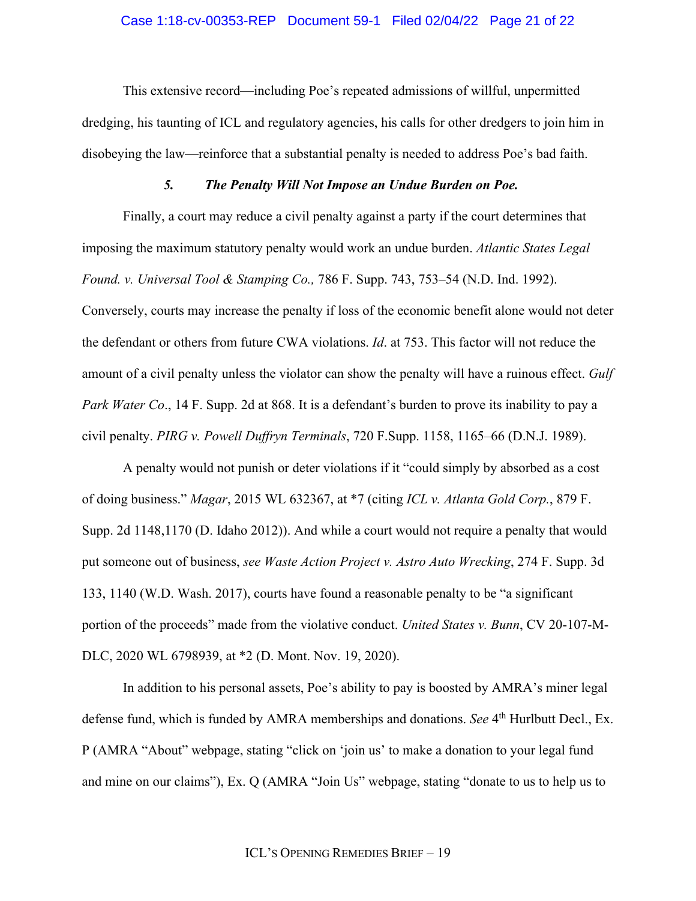This extensive record—including Poe's repeated admissions of willful, unpermitted dredging, his taunting of ICL and regulatory agencies, his calls for other dredgers to join him in disobeying the law—reinforce that a substantial penalty is needed to address Poe's bad faith.

### *5. The Penalty Will Not Impose an Undue Burden on Poe.*

Finally, a court may reduce a civil penalty against a party if the court determines that imposing the maximum statutory penalty would work an undue burden. *Atlantic States Legal Found. v. Universal Tool & Stamping Co.,* 786 F. Supp. 743, 753–54 (N.D. Ind. 1992). Conversely, courts may increase the penalty if loss of the economic benefit alone would not deter the defendant or others from future CWA violations. *Id*. at 753. This factor will not reduce the amount of a civil penalty unless the violator can show the penalty will have a ruinous effect. *Gulf Park Water Co*., 14 F. Supp. 2d at 868. It is a defendant's burden to prove its inability to pay a civil penalty. *PIRG v. Powell Duffryn Terminals*, 720 F.Supp. 1158, 1165–66 (D.N.J. 1989).

A penalty would not punish or deter violations if it "could simply by absorbed as a cost of doing business." *Magar*, 2015 WL 632367, at *7 (citing *ICL v. Atlanta Gold Corp.*, 879 F. Supp. 2d 1148,1170 (D. Idaho 2012)). And while a court would not require a penalty that would put someone out of business, *see Waste Action Project v. Astro Auto Wrecking*, 274 F. Supp. 3d 133, 1140 (W.D. Wash. 2017), courts have found a reasonable penalty to be "a significant portion of the proceeds" made from the violative conduct. *United States v. Bunn*, CV 20-107-M-DLC, 2020 WL 6798939, at *2 (D. Mont. Nov. 19, 2020).

In addition to his personal assets, Poe's ability to pay is boosted by AMRA's miner legal defense fund, which is funded by AMRA memberships and donations. *See* 4th Hurlbutt Decl., Ex. P (AMRA "About" webpage, stating "click on 'join us' to make a donation to your legal fund and mine on our claims"), Ex. Q (AMRA "Join Us" webpage, stating "donate to us to help us to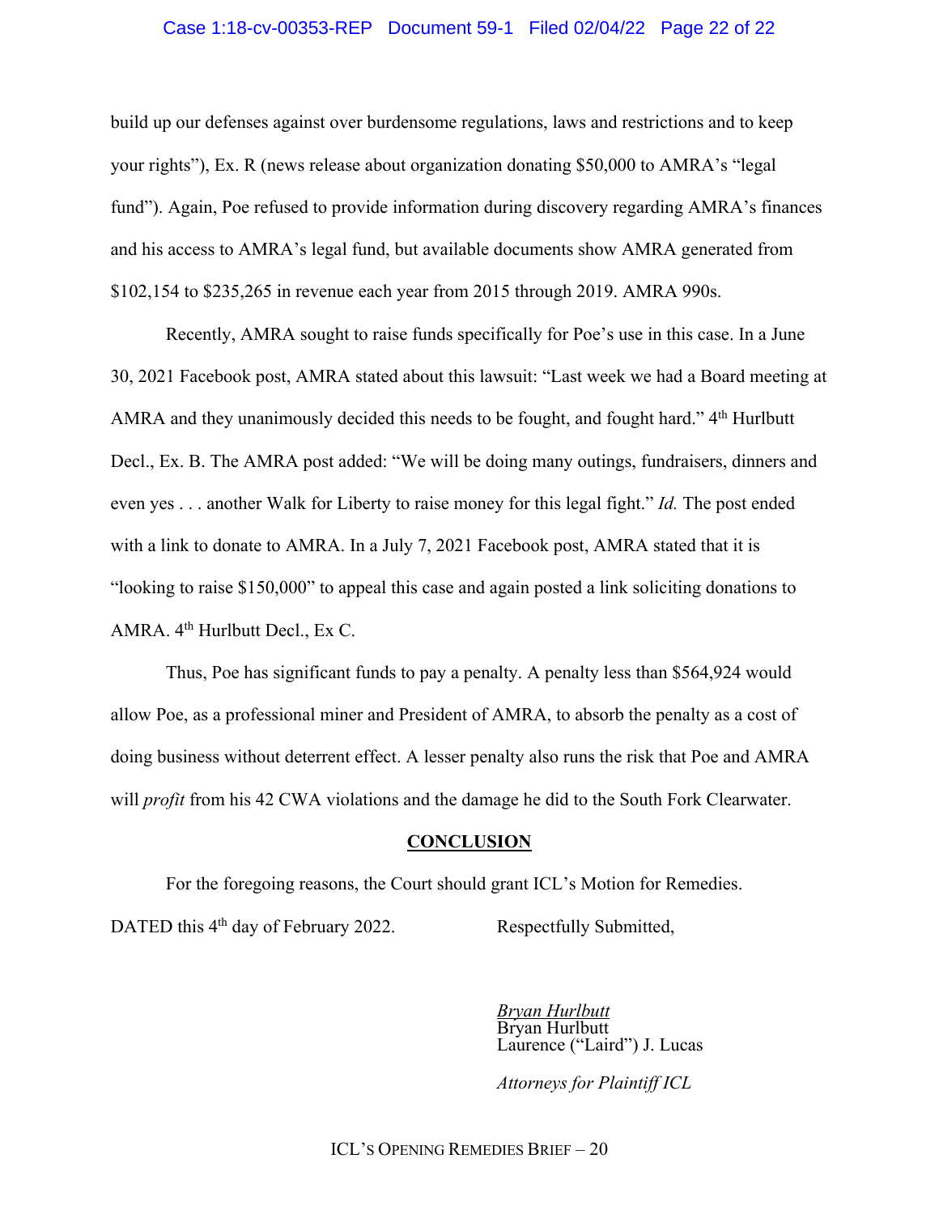build up our defenses against over burdensome regulations, laws and restrictions and to keep your rights"), Ex. R (news release about organization donating $50,000 to AMRA's "legal fund"). Again, Poe refused to provide information during discovery regarding AMRA's finances and his access to AMRA's legal fund, but available documents show AMRA generated from $102,154 to $235,265 in revenue each year from 2015 through 2019. AMRA 990s.

Recently, AMRA sought to raise funds specifically for Poe's use in this case. In a June 30, 2021 Facebook post, AMRA stated about this lawsuit: "Last week we had a Board meeting at AMRA and they unanimously decided this needs to be fought, and fought hard." 4th Hurlbutt Decl., Ex. B. The AMRA post added: "We will be doing many outings, fundraisers, dinners and even yes . . . another Walk for Liberty to raise money for this legal fight." *Id.* The post ended with a link to donate to AMRA. In a July 7, 2021 Facebook post, AMRA stated that it is "looking to raise $150,000" to appeal this case and again posted a link soliciting donations to AMRA. 4th Hurlbutt Decl., Ex C.

Thus, Poe has significant funds to pay a penalty. A penalty less than $564,924 would allow Poe, as a professional miner and President of AMRA, to absorb the penalty as a cost of doing business without deterrent effect. A lesser penalty also runs the risk that Poe and AMRA will *profit* from his 42 CWA violations and the damage he did to the South Fork Clearwater.

## CONCLUSION

For the foregoing reasons, the Court should grant ICL's Motion for Remedies.

DATED this 4th day of February 2022. Respectfully Submitted,

*Bryan Hurlbutt*
Bryan Hurlbutt
Laurence ("Laird") J. Lucas

*Attorneys for Plaintiff ICL*